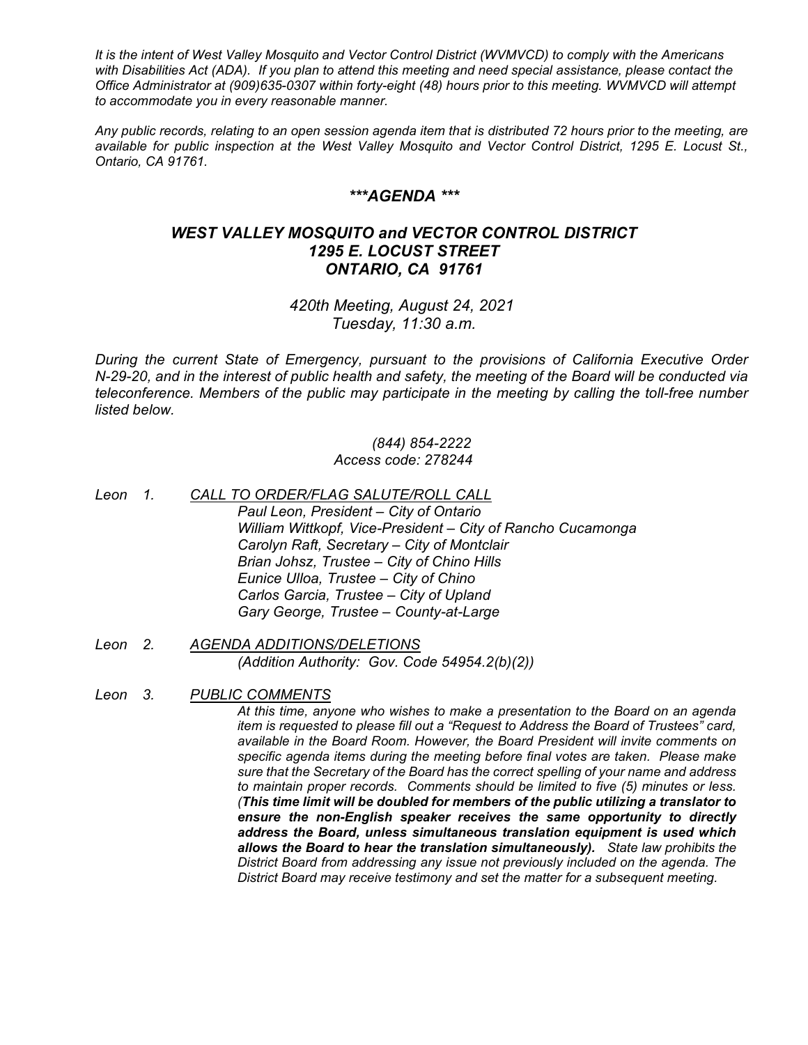*It is the intent of West Valley Mosquito and Vector Control District (WVMVCD) to comply with the Americans with Disabilities Act (ADA). If you plan to attend this meeting and need special assistance, please contact the Office Administrator at (909)635-0307 within forty-eight (48) hours prior to this meeting. WVMVCD will attempt to accommodate you in every reasonable manner.*

*Any public records, relating to an open session agenda item that is distributed 72 hours prior to the meeting, are available for public inspection at the West Valley Mosquito and Vector Control District, 1295 E. Locust St., Ontario, CA 91761.*

## ***\*\*\*AGENDA \*\*\****

## ***WEST VALLEY MOSQUITO and VECTOR CONTROL DISTRICT***
## ***1295 E. LOCUST STREET***
## ***ONTARIO, CA 91761***

*420th Meeting, August 24, 2021*
*Tuesday, 11:30 a.m.*

*During the current State of Emergency, pursuant to the provisions of California Executive Order N-29-20, and in the interest of public health and safety, the meeting of the Board will be conducted via teleconference. Members of the public may participate in the meeting by calling the toll-free number listed below.*

*(844) 854-2222*
*Access code: 278244*

*Leon 1. CALL TO ORDER/FLAG SALUTE/ROLL CALL*

*Paul Leon, President – City of Ontario*
*William Wittkopf, Vice-President – City of Rancho Cucamonga*
*Carolyn Raft, Secretary – City of Montclair*
*Brian Johsz, Trustee – City of Chino Hills*
*Eunice Ulloa, Trustee – City of Chino*
*Carlos Garcia, Trustee – City of Upland*
*Gary George, Trustee – County-at-Large*

*Leon 2. AGENDA ADDITIONS/DELETIONS*

*(Addition Authority: Gov. Code 54954.2(b)(2))*

*Leon 3. PUBLIC COMMENTS*

*At this time, anyone who wishes to make a presentation to the Board on an agenda item is requested to please fill out a "Request to Address the Board of Trustees" card, available in the Board Room. However, the Board President will invite comments on specific agenda items during the meeting before final votes are taken. Please make sure that the Secretary of the Board has the correct spelling of your name and address to maintain proper records. Comments should be limited to five (5) minutes or less. (**This time limit will be doubled for members of the public utilizing a translator to ensure the non-English speaker receives the same opportunity to directly address the Board, unless simultaneous translation equipment is used which allows the Board to hear the translation simultaneously).** State law prohibits the District Board from addressing any issue not previously included on the agenda. The District Board may receive testimony and set the matter for a subsequent meeting.*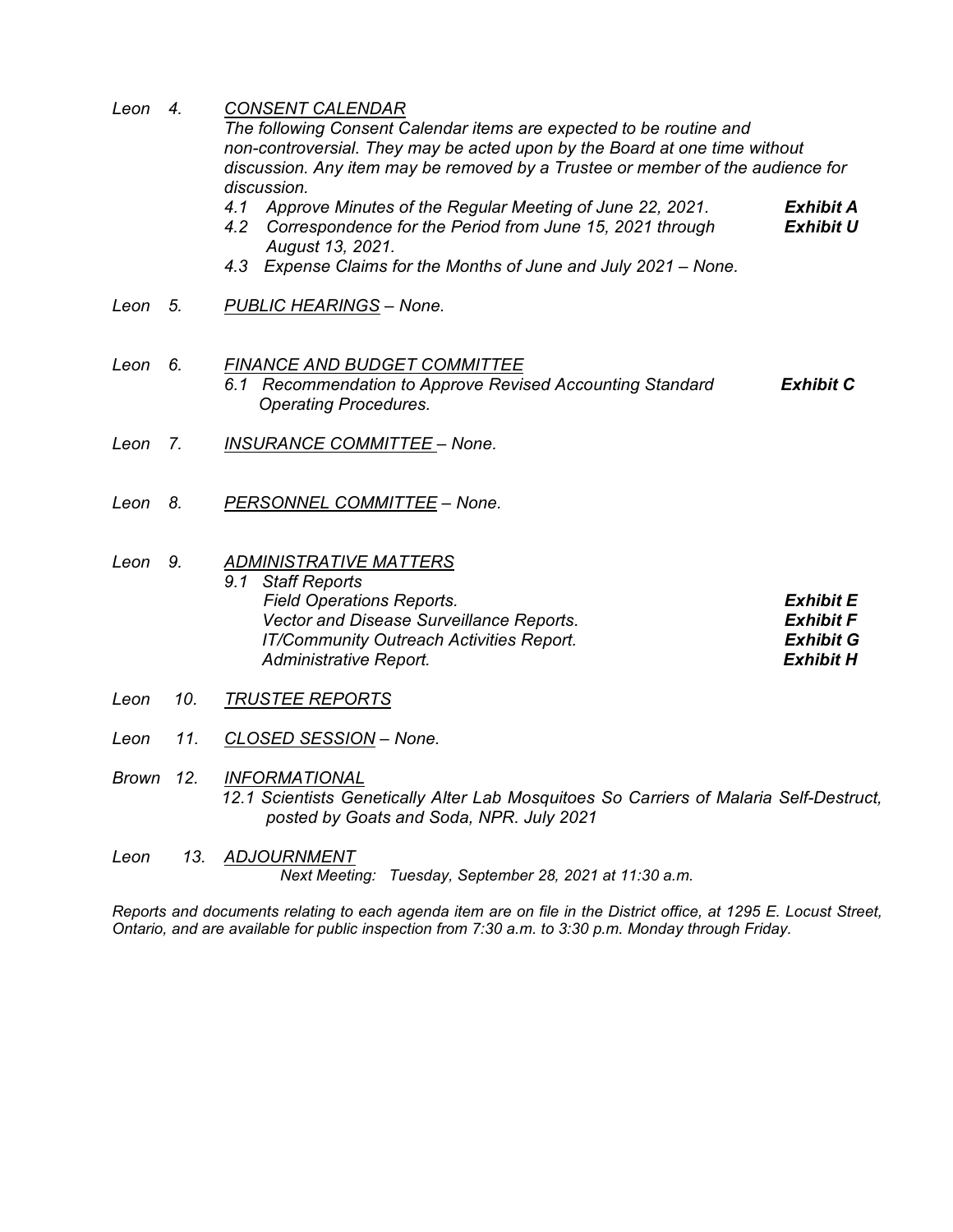*Leon 4. <u>CONSENT CALENDAR</u>*

*The following Consent Calendar items are expected to be routine and non-controversial. They may be acted upon by the Board at one time without discussion. Any item may be removed by a Trustee or member of the audience for discussion.*

- *4.1 Approve Minutes of the Regular Meeting of June 22, 2021.* ***Exhibit A***
- *4.2 Correspondence for the Period from June 15, 2021 through August 13, 2021.* ***Exhibit U***
- *4.3 Expense Claims for the Months of June and July 2021 – None.*

*Leon 5. <u>PUBLIC HEARINGS</u> – None.*

*Leon 6. <u>FINANCE AND BUDGET COMMITTEE</u>*

- *6.1 Recommendation to Approve Revised Accounting Standard Operating Procedures.* ***Exhibit C***

*Leon 7. <u>INSURANCE COMMITTEE</u> – None.*

*Leon 8. <u>PERSONNEL COMMITTEE</u> – None.*

*Leon 9. <u>ADMINISTRATIVE MATTERS</u>*

- *9.1 Staff Reports*
  - *Field Operations Reports.* ***Exhibit E***
  - *Vector and Disease Surveillance Reports.* ***Exhibit F***
  - *IT/Community Outreach Activities Report.* ***Exhibit G***
  - *Administrative Report.* ***Exhibit H***

*Leon 10. <u>TRUSTEE REPORTS</u>*

*Leon 11. <u>CLOSED SESSION</u> – None.*

*Brown 12. <u>INFORMATIONAL</u>*

- *12.1 Scientists Genetically Alter Lab Mosquitoes So Carriers of Malaria Self-Destruct, posted by Goats and Soda, NPR. July 2021*

*Leon 13. <u>ADJOURNMENT</u>*

*Next Meeting: Tuesday, September 28, 2021 at 11:30 a.m.*

*Reports and documents relating to each agenda item are on file in the District office, at 1295 E. Locust Street, Ontario, and are available for public inspection from 7:30 a.m. to 3:30 p.m. Monday through Friday.*